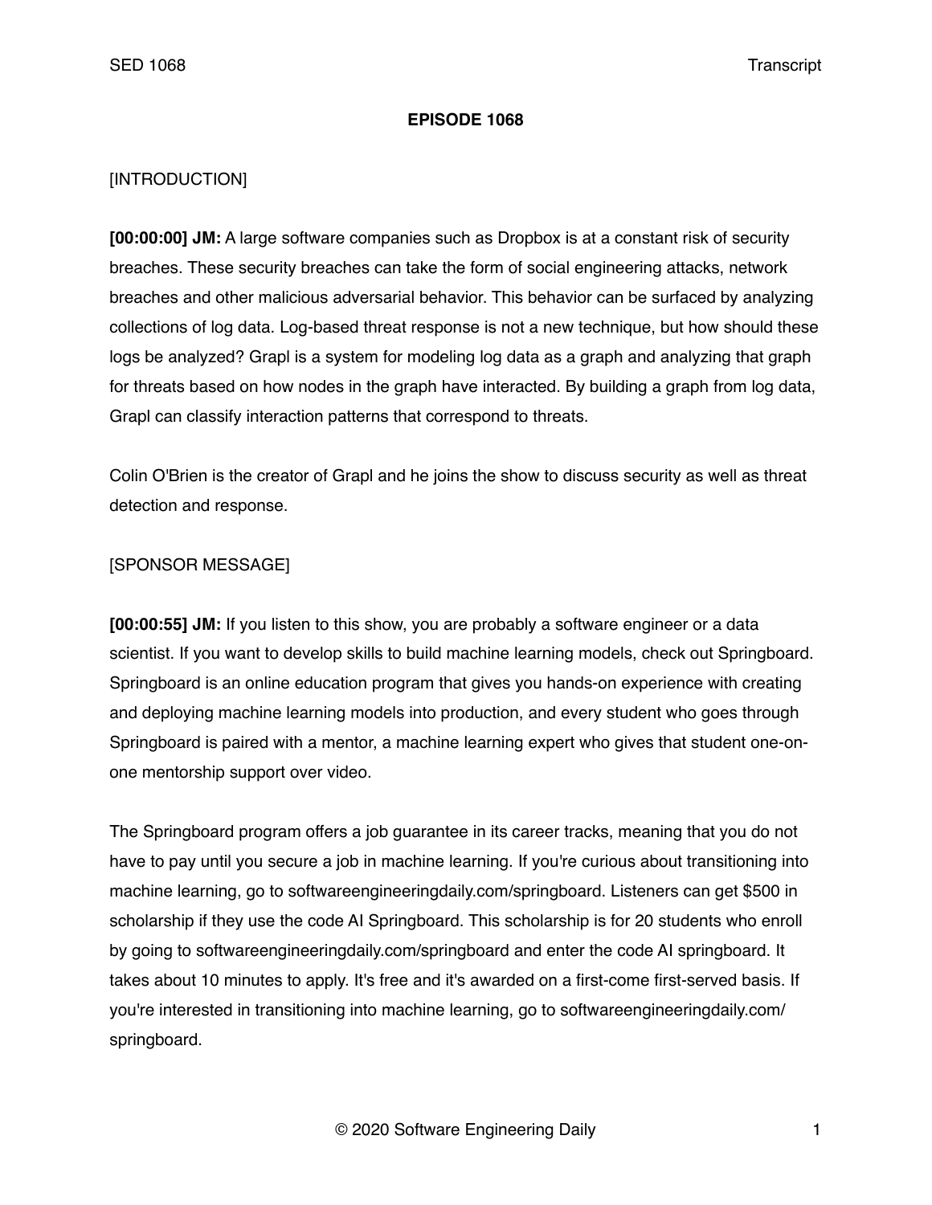# EPISODE 1068

[INTRODUCTION]

**[00:00:00] JM:** A large software companies such as Dropbox is at a constant risk of security breaches. These security breaches can take the form of social engineering attacks, network breaches and other malicious adversarial behavior. This behavior can be surfaced by analyzing collections of log data. Log-based threat response is not a new technique, but how should these logs be analyzed? Grapl is a system for modeling log data as a graph and analyzing that graph for threats based on how nodes in the graph have interacted. By building a graph from log data, Grapl can classify interaction patterns that correspond to threats.

Colin O'Brien is the creator of Grapl and he joins the show to discuss security as well as threat detection and response.

[SPONSOR MESSAGE]

**[00:00:55] JM:** If you listen to this show, you are probably a software engineer or a data scientist. If you want to develop skills to build machine learning models, check out Springboard. Springboard is an online education program that gives you hands-on experience with creating and deploying machine learning models into production, and every student who goes through Springboard is paired with a mentor, a machine learning expert who gives that student one-on-one mentorship support over video.

The Springboard program offers a job guarantee in its career tracks, meaning that you do not have to pay until you secure a job in machine learning. If you're curious about transitioning into machine learning, go to softwareengineeringdaily.com/springboard. Listeners can get $500 in scholarship if they use the code AI Springboard. This scholarship is for 20 students who enroll by going to softwareengineeringdaily.com/springboard and enter the code AI springboard. It takes about 10 minutes to apply. It's free and it's awarded on a first-come first-served basis. If you're interested in transitioning into machine learning, go to softwareengineeringdaily.com/springboard.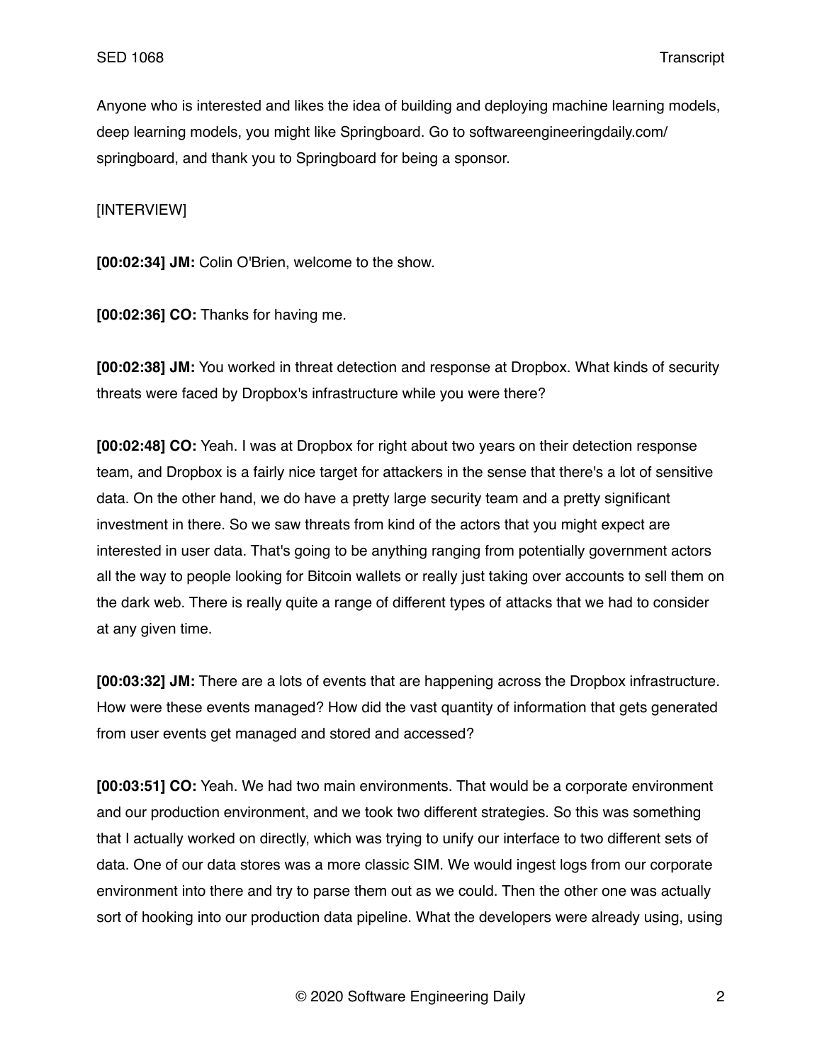Anyone who is interested and likes the idea of building and deploying machine learning models, deep learning models, you might like Springboard. Go to softwareengineeringdaily.com/springboard, and thank you to Springboard for being a sponsor.

[INTERVIEW]

**[00:02:34] JM:** Colin O'Brien, welcome to the show.

**[00:02:36] CO:** Thanks for having me.

**[00:02:38] JM:** You worked in threat detection and response at Dropbox. What kinds of security threats were faced by Dropbox's infrastructure while you were there?

**[00:02:48] CO:** Yeah. I was at Dropbox for right about two years on their detection response team, and Dropbox is a fairly nice target for attackers in the sense that there's a lot of sensitive data. On the other hand, we do have a pretty large security team and a pretty significant investment in there. So we saw threats from kind of the actors that you might expect are interested in user data. That's going to be anything ranging from potentially government actors all the way to people looking for Bitcoin wallets or really just taking over accounts to sell them on the dark web. There is really quite a range of different types of attacks that we had to consider at any given time.

**[00:03:32] JM:** There are a lots of events that are happening across the Dropbox infrastructure. How were these events managed? How did the vast quantity of information that gets generated from user events get managed and stored and accessed?

**[00:03:51] CO:** Yeah. We had two main environments. That would be a corporate environment and our production environment, and we took two different strategies. So this was something that I actually worked on directly, which was trying to unify our interface to two different sets of data. One of our data stores was a more classic SIM. We would ingest logs from our corporate environment into there and try to parse them out as we could. Then the other one was actually sort of hooking into our production data pipeline. What the developers were already using, using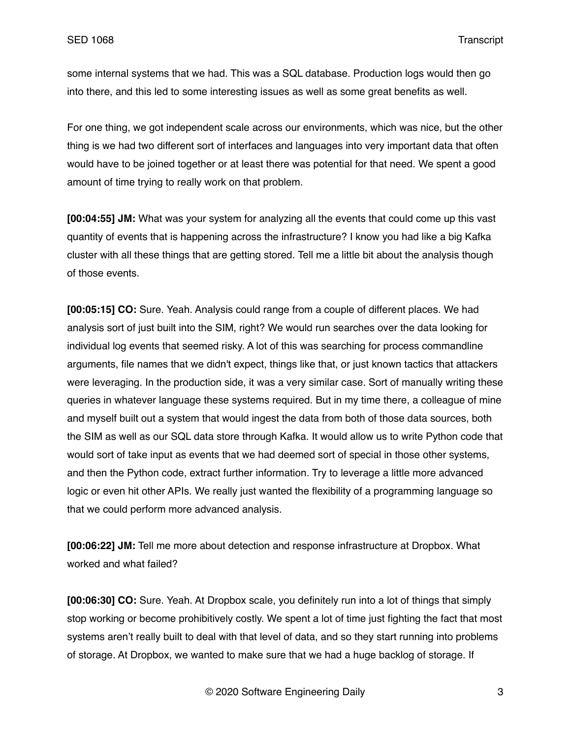some internal systems that we had. This was a SQL database. Production logs would then go into there, and this led to some interesting issues as well as some great benefits as well.

For one thing, we got independent scale across our environments, which was nice, but the other thing is we had two different sort of interfaces and languages into very important data that often would have to be joined together or at least there was potential for that need. We spent a good amount of time trying to really work on that problem.

**[00:04:55] JM:** What was your system for analyzing all the events that could come up this vast quantity of events that is happening across the infrastructure? I know you had like a big Kafka cluster with all these things that are getting stored. Tell me a little bit about the analysis though of those events.

**[00:05:15] CO:** Sure. Yeah. Analysis could range from a couple of different places. We had analysis sort of just built into the SIM, right? We would run searches over the data looking for individual log events that seemed risky. A lot of this was searching for process commandline arguments, file names that we didn't expect, things like that, or just known tactics that attackers were leveraging. In the production side, it was a very similar case. Sort of manually writing these queries in whatever language these systems required. But in my time there, a colleague of mine and myself built out a system that would ingest the data from both of those data sources, both the SIM as well as our SQL data store through Kafka. It would allow us to write Python code that would sort of take input as events that we had deemed sort of special in those other systems, and then the Python code, extract further information. Try to leverage a little more advanced logic or even hit other APIs. We really just wanted the flexibility of a programming language so that we could perform more advanced analysis.

**[00:06:22] JM:** Tell me more about detection and response infrastructure at Dropbox. What worked and what failed?

**[00:06:30] CO:** Sure. Yeah. At Dropbox scale, you definitely run into a lot of things that simply stop working or become prohibitively costly. We spent a lot of time just fighting the fact that most systems aren't really built to deal with that level of data, and so they start running into problems of storage. At Dropbox, we wanted to make sure that we had a huge backlog of storage. If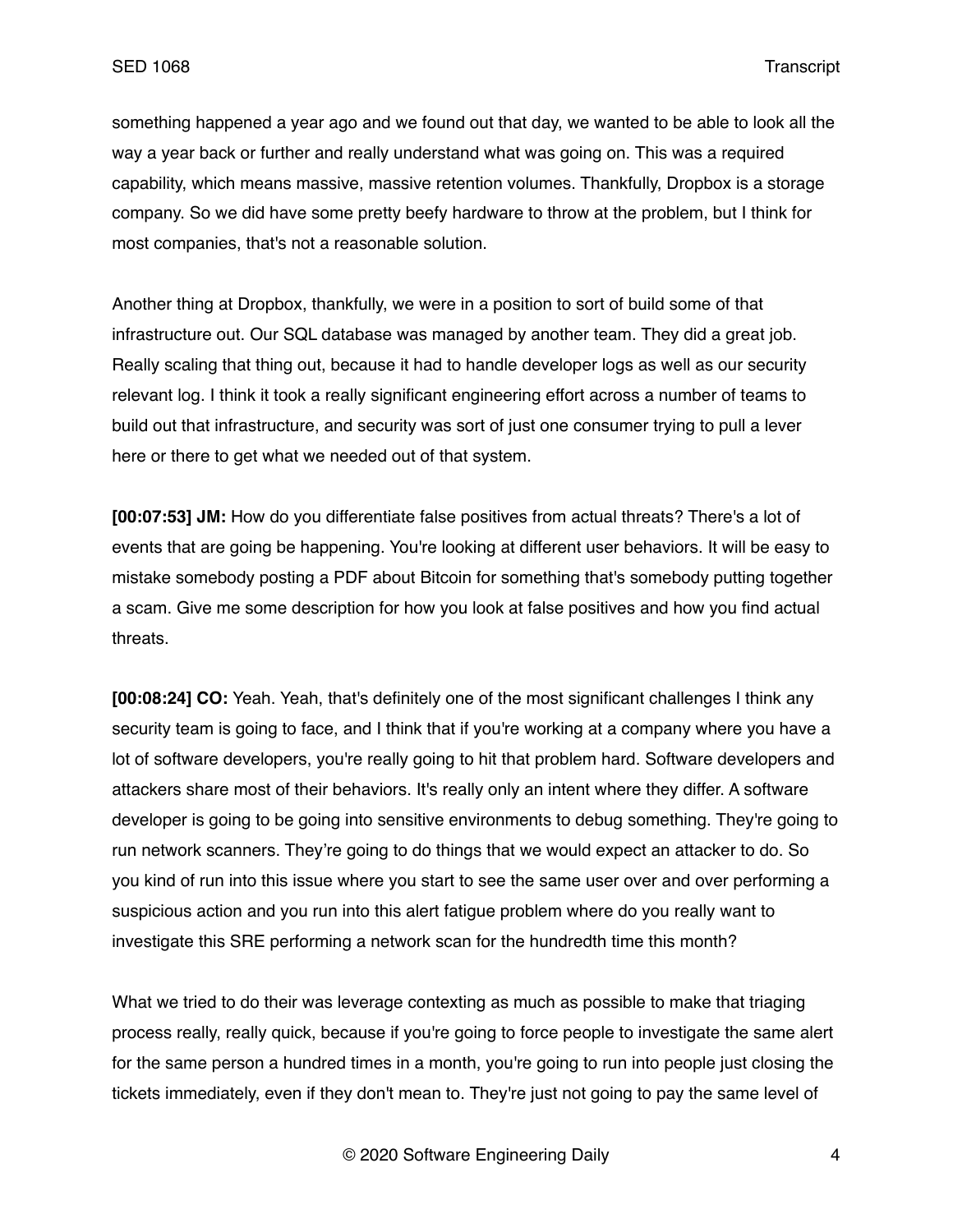something happened a year ago and we found out that day, we wanted to be able to look all the way a year back or further and really understand what was going on. This was a required capability, which means massive, massive retention volumes. Thankfully, Dropbox is a storage company. So we did have some pretty beefy hardware to throw at the problem, but I think for most companies, that's not a reasonable solution.

Another thing at Dropbox, thankfully, we were in a position to sort of build some of that infrastructure out. Our SQL database was managed by another team. They did a great job. Really scaling that thing out, because it had to handle developer logs as well as our security relevant log. I think it took a really significant engineering effort across a number of teams to build out that infrastructure, and security was sort of just one consumer trying to pull a lever here or there to get what we needed out of that system.

**[00:07:53] JM:** How do you differentiate false positives from actual threats? There's a lot of events that are going be happening. You're looking at different user behaviors. It will be easy to mistake somebody posting a PDF about Bitcoin for something that's somebody putting together a scam. Give me some description for how you look at false positives and how you find actual threats.

**[00:08:24] CO:** Yeah. Yeah, that's definitely one of the most significant challenges I think any security team is going to face, and I think that if you're working at a company where you have a lot of software developers, you're really going to hit that problem hard. Software developers and attackers share most of their behaviors. It's really only an intent where they differ. A software developer is going to be going into sensitive environments to debug something. They're going to run network scanners. They're going to do things that we would expect an attacker to do. So you kind of run into this issue where you start to see the same user over and over performing a suspicious action and you run into this alert fatigue problem where do you really want to investigate this SRE performing a network scan for the hundredth time this month?

What we tried to do their was leverage contexting as much as possible to make that triaging process really, really quick, because if you're going to force people to investigate the same alert for the same person a hundred times in a month, you're going to run into people just closing the tickets immediately, even if they don't mean to. They're just not going to pay the same level of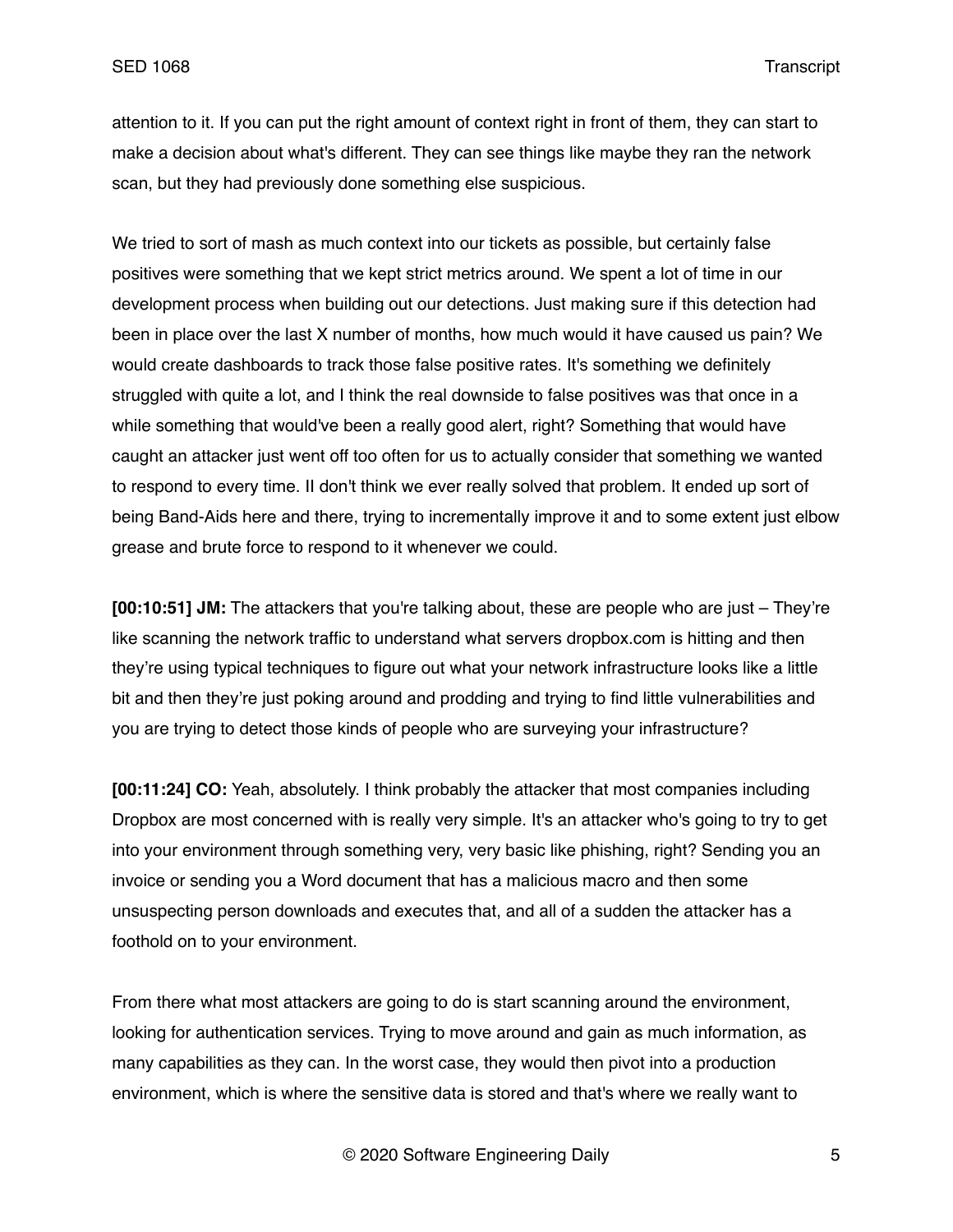attention to it. If you can put the right amount of context right in front of them, they can start to make a decision about what's different. They can see things like maybe they ran the network scan, but they had previously done something else suspicious.

We tried to sort of mash as much context into our tickets as possible, but certainly false positives were something that we kept strict metrics around. We spent a lot of time in our development process when building out our detections. Just making sure if this detection had been in place over the last X number of months, how much would it have caused us pain? We would create dashboards to track those false positive rates. It's something we definitely struggled with quite a lot, and I think the real downside to false positives was that once in a while something that would've been a really good alert, right? Something that would have caught an attacker just went off too often for us to actually consider that something we wanted to respond to every time. II don't think we ever really solved that problem. It ended up sort of being Band-Aids here and there, trying to incrementally improve it and to some extent just elbow grease and brute force to respond to it whenever we could.

**[00:10:51] JM:** The attackers that you're talking about, these are people who are just – They're like scanning the network traffic to understand what servers dropbox.com is hitting and then they're using typical techniques to figure out what your network infrastructure looks like a little bit and then they're just poking around and prodding and trying to find little vulnerabilities and you are trying to detect those kinds of people who are surveying your infrastructure?

**[00:11:24] CO:** Yeah, absolutely. I think probably the attacker that most companies including Dropbox are most concerned with is really very simple. It's an attacker who's going to try to get into your environment through something very, very basic like phishing, right? Sending you an invoice or sending you a Word document that has a malicious macro and then some unsuspecting person downloads and executes that, and all of a sudden the attacker has a foothold on to your environment.

From there what most attackers are going to do is start scanning around the environment, looking for authentication services. Trying to move around and gain as much information, as many capabilities as they can. In the worst case, they would then pivot into a production environment, which is where the sensitive data is stored and that's where we really want to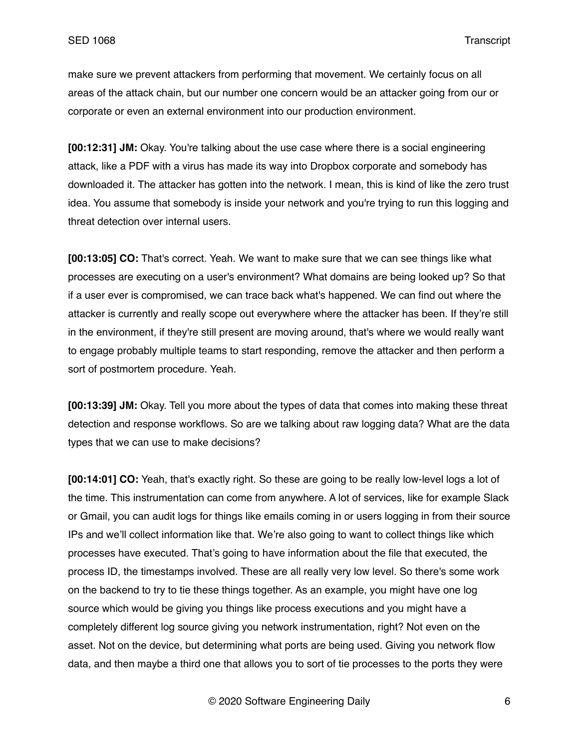make sure we prevent attackers from performing that movement. We certainly focus on all areas of the attack chain, but our number one concern would be an attacker going from our or corporate or even an external environment into our production environment.

**[00:12:31] JM:** Okay. You're talking about the use case where there is a social engineering attack, like a PDF with a virus has made its way into Dropbox corporate and somebody has downloaded it. The attacker has gotten into the network. I mean, this is kind of like the zero trust idea. You assume that somebody is inside your network and you're trying to run this logging and threat detection over internal users.

**[00:13:05] CO:** That's correct. Yeah. We want to make sure that we can see things like what processes are executing on a user's environment? What domains are being looked up? So that if a user ever is compromised, we can trace back what's happened. We can find out where the attacker is currently and really scope out everywhere where the attacker has been. If they're still in the environment, if they're still present are moving around, that's where we would really want to engage probably multiple teams to start responding, remove the attacker and then perform a sort of postmortem procedure. Yeah.

**[00:13:39] JM:** Okay. Tell you more about the types of data that comes into making these threat detection and response workflows. So are we talking about raw logging data? What are the data types that we can use to make decisions?

**[00:14:01] CO:** Yeah, that's exactly right. So these are going to be really low-level logs a lot of the time. This instrumentation can come from anywhere. A lot of services, like for example Slack or Gmail, you can audit logs for things like emails coming in or users logging in from their source IPs and we'll collect information like that. We're also going to want to collect things like which processes have executed. That's going to have information about the file that executed, the process ID, the timestamps involved. These are all really very low level. So there's some work on the backend to try to tie these things together. As an example, you might have one log source which would be giving you things like process executions and you might have a completely different log source giving you network instrumentation, right? Not even on the asset. Not on the device, but determining what ports are being used. Giving you network flow data, and then maybe a third one that allows you to sort of tie processes to the ports they were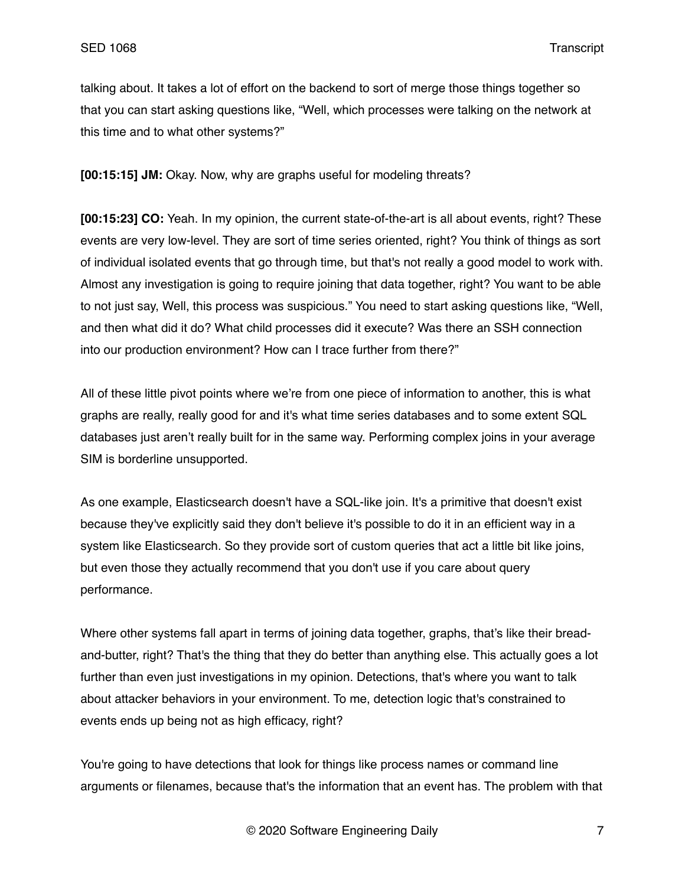talking about. It takes a lot of effort on the backend to sort of merge those things together so that you can start asking questions like, "Well, which processes were talking on the network at this time and to what other systems?"

**[00:15:15] JM:** Okay. Now, why are graphs useful for modeling threats?

**[00:15:23] CO:** Yeah. In my opinion, the current state-of-the-art is all about events, right? These events are very low-level. They are sort of time series oriented, right? You think of things as sort of individual isolated events that go through time, but that's not really a good model to work with. Almost any investigation is going to require joining that data together, right? You want to be able to not just say, Well, this process was suspicious." You need to start asking questions like, "Well, and then what did it do? What child processes did it execute? Was there an SSH connection into our production environment? How can I trace further from there?"

All of these little pivot points where we're from one piece of information to another, this is what graphs are really, really good for and it's what time series databases and to some extent SQL databases just aren't really built for in the same way. Performing complex joins in your average SIM is borderline unsupported.

As one example, Elasticsearch doesn't have a SQL-like join. It's a primitive that doesn't exist because they've explicitly said they don't believe it's possible to do it in an efficient way in a system like Elasticsearch. So they provide sort of custom queries that act a little bit like joins, but even those they actually recommend that you don't use if you care about query performance.

Where other systems fall apart in terms of joining data together, graphs, that's like their bread-and-butter, right? That's the thing that they do better than anything else. This actually goes a lot further than even just investigations in my opinion. Detections, that's where you want to talk about attacker behaviors in your environment. To me, detection logic that's constrained to events ends up being not as high efficacy, right?

You're going to have detections that look for things like process names or command line arguments or filenames, because that's the information that an event has. The problem with that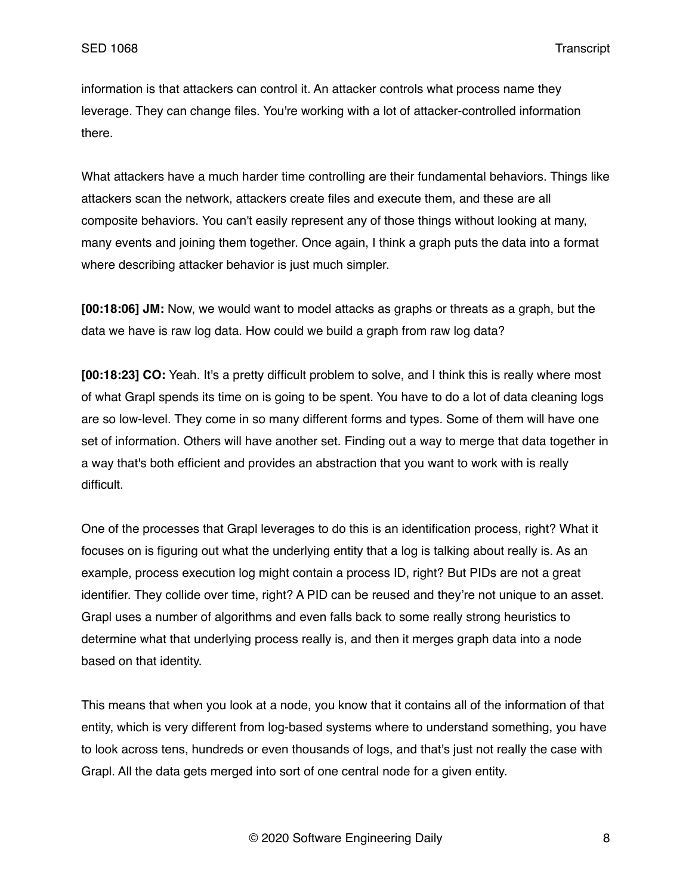information is that attackers can control it. An attacker controls what process name they leverage. They can change files. You're working with a lot of attacker-controlled information there.

What attackers have a much harder time controlling are their fundamental behaviors. Things like attackers scan the network, attackers create files and execute them, and these are all composite behaviors. You can't easily represent any of those things without looking at many, many events and joining them together. Once again, I think a graph puts the data into a format where describing attacker behavior is just much simpler.

**[00:18:06] JM:** Now, we would want to model attacks as graphs or threats as a graph, but the data we have is raw log data. How could we build a graph from raw log data?

**[00:18:23] CO:** Yeah. It's a pretty difficult problem to solve, and I think this is really where most of what Grapl spends its time on is going to be spent. You have to do a lot of data cleaning logs are so low-level. They come in so many different forms and types. Some of them will have one set of information. Others will have another set. Finding out a way to merge that data together in a way that's both efficient and provides an abstraction that you want to work with is really difficult.

One of the processes that Grapl leverages to do this is an identification process, right? What it focuses on is figuring out what the underlying entity that a log is talking about really is. As an example, process execution log might contain a process ID, right? But PIDs are not a great identifier. They collide over time, right? A PID can be reused and they're not unique to an asset. Grapl uses a number of algorithms and even falls back to some really strong heuristics to determine what that underlying process really is, and then it merges graph data into a node based on that identity.

This means that when you look at a node, you know that it contains all of the information of that entity, which is very different from log-based systems where to understand something, you have to look across tens, hundreds or even thousands of logs, and that's just not really the case with Grapl. All the data gets merged into sort of one central node for a given entity.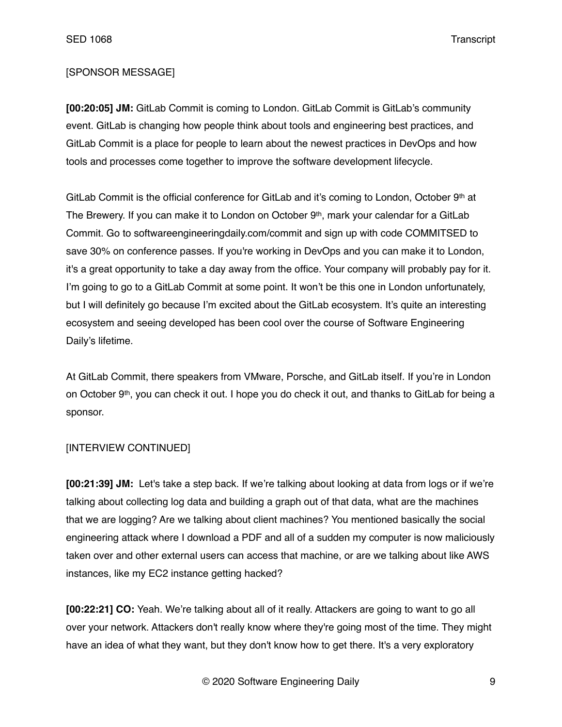[SPONSOR MESSAGE]

**[00:20:05] JM:** GitLab Commit is coming to London. GitLab Commit is GitLab's community event. GitLab is changing how people think about tools and engineering best practices, and GitLab Commit is a place for people to learn about the newest practices in DevOps and how tools and processes come together to improve the software development lifecycle.

GitLab Commit is the official conference for GitLab and it's coming to London, October 9th at The Brewery. If you can make it to London on October 9th, mark your calendar for a GitLab Commit. Go to softwareengineeringdaily.com/commit and sign up with code COMMITSED to save 30% on conference passes. If you're working in DevOps and you can make it to London, it's a great opportunity to take a day away from the office. Your company will probably pay for it. I'm going to go to a GitLab Commit at some point. It won't be this one in London unfortunately, but I will definitely go because I'm excited about the GitLab ecosystem. It's quite an interesting ecosystem and seeing developed has been cool over the course of Software Engineering Daily's lifetime.

At GitLab Commit, there speakers from VMware, Porsche, and GitLab itself. If you're in London on October 9th, you can check it out. I hope you do check it out, and thanks to GitLab for being a sponsor.

[INTERVIEW CONTINUED]

**[00:21:39] JM:** Let's take a step back. If we're talking about looking at data from logs or if we're talking about collecting log data and building a graph out of that data, what are the machines that we are logging? Are we talking about client machines? You mentioned basically the social engineering attack where I download a PDF and all of a sudden my computer is now maliciously taken over and other external users can access that machine, or are we talking about like AWS instances, like my EC2 instance getting hacked?

**[00:22:21] CO:** Yeah. We're talking about all of it really. Attackers are going to want to go all over your network. Attackers don't really know where they're going most of the time. They might have an idea of what they want, but they don't know how to get there. It's a very exploratory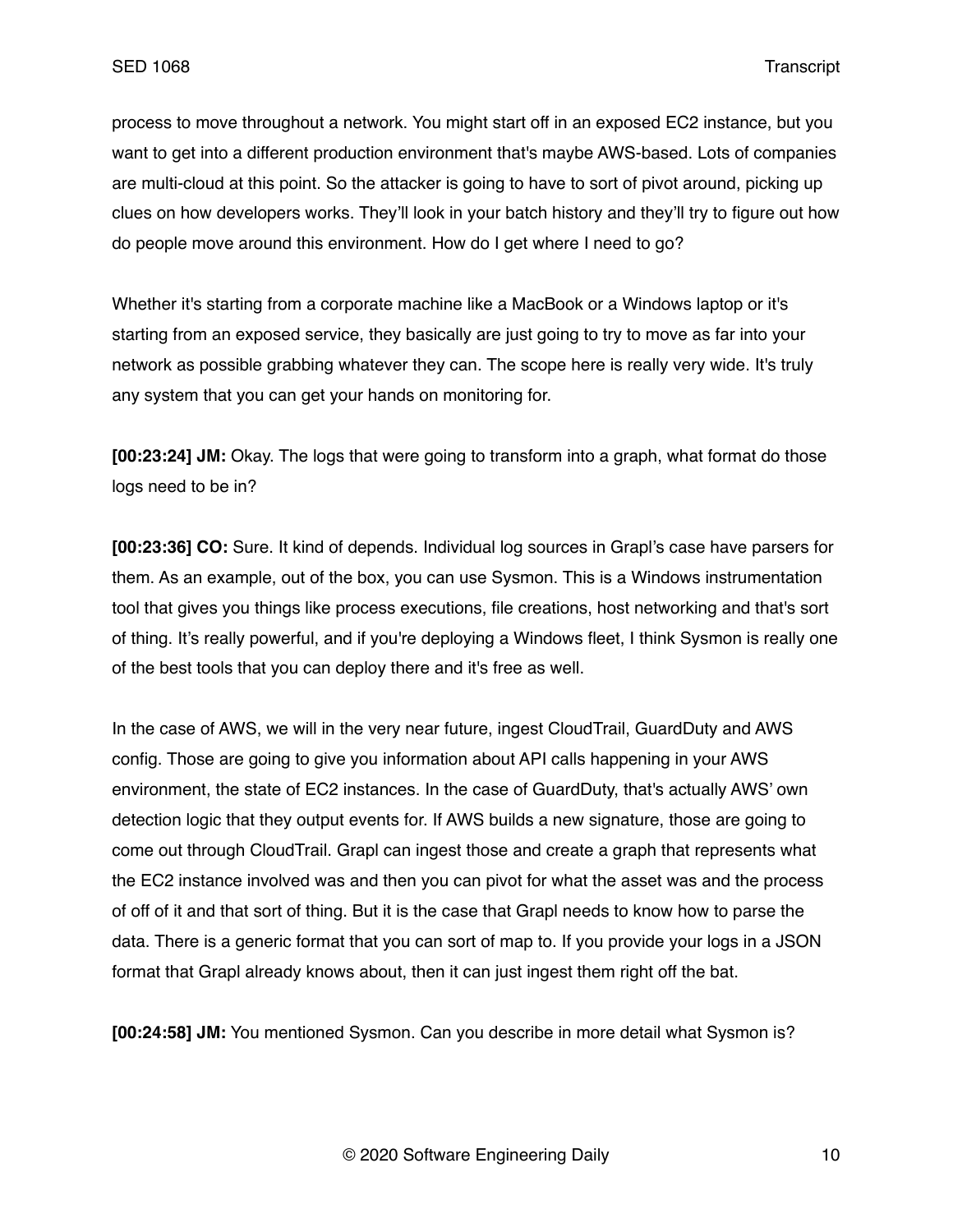process to move throughout a network. You might start off in an exposed EC2 instance, but you want to get into a different production environment that's maybe AWS-based. Lots of companies are multi-cloud at this point. So the attacker is going to have to sort of pivot around, picking up clues on how developers works. They'll look in your batch history and they'll try to figure out how do people move around this environment. How do I get where I need to go?

Whether it's starting from a corporate machine like a MacBook or a Windows laptop or it's starting from an exposed service, they basically are just going to try to move as far into your network as possible grabbing whatever they can. The scope here is really very wide. It's truly any system that you can get your hands on monitoring for.

**[00:23:24] JM:** Okay. The logs that were going to transform into a graph, what format do those logs need to be in?

**[00:23:36] CO:** Sure. It kind of depends. Individual log sources in Grapl's case have parsers for them. As an example, out of the box, you can use Sysmon. This is a Windows instrumentation tool that gives you things like process executions, file creations, host networking and that's sort of thing. It's really powerful, and if you're deploying a Windows fleet, I think Sysmon is really one of the best tools that you can deploy there and it's free as well.

In the case of AWS, we will in the very near future, ingest CloudTrail, GuardDuty and AWS config. Those are going to give you information about API calls happening in your AWS environment, the state of EC2 instances. In the case of GuardDuty, that's actually AWS' own detection logic that they output events for. If AWS builds a new signature, those are going to come out through CloudTrail. Grapl can ingest those and create a graph that represents what the EC2 instance involved was and then you can pivot for what the asset was and the process of off of it and that sort of thing. But it is the case that Grapl needs to know how to parse the data. There is a generic format that you can sort of map to. If you provide your logs in a JSON format that Grapl already knows about, then it can just ingest them right off the bat.

**[00:24:58] JM:** You mentioned Sysmon. Can you describe in more detail what Sysmon is?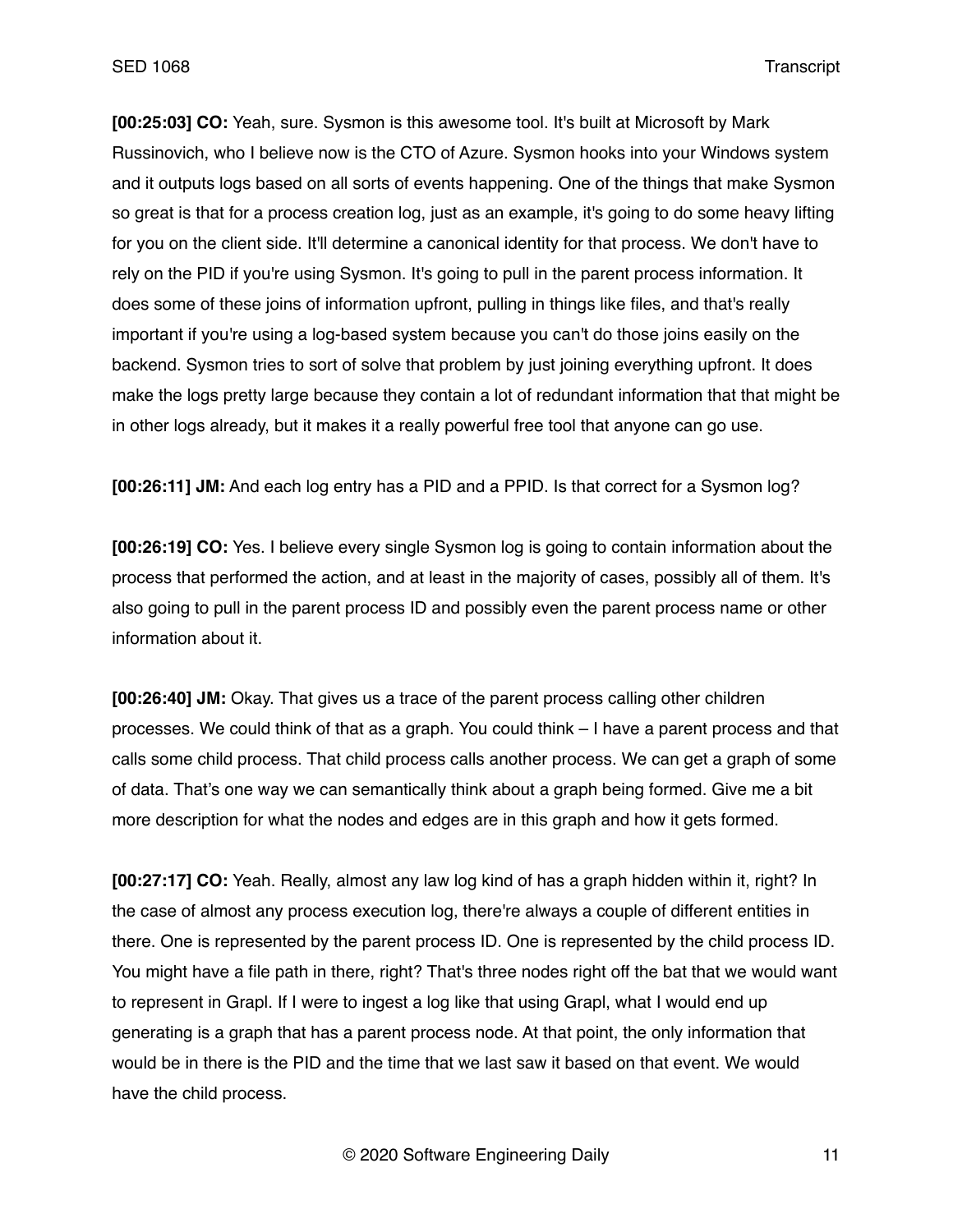**[00:25:03] CO:** Yeah, sure. Sysmon is this awesome tool. It's built at Microsoft by Mark Russinovich, who I believe now is the CTO of Azure. Sysmon hooks into your Windows system and it outputs logs based on all sorts of events happening. One of the things that make Sysmon so great is that for a process creation log, just as an example, it's going to do some heavy lifting for you on the client side. It'll determine a canonical identity for that process. We don't have to rely on the PID if you're using Sysmon. It's going to pull in the parent process information. It does some of these joins of information upfront, pulling in things like files, and that's really important if you're using a log-based system because you can't do those joins easily on the backend. Sysmon tries to sort of solve that problem by just joining everything upfront. It does make the logs pretty large because they contain a lot of redundant information that that might be in other logs already, but it makes it a really powerful free tool that anyone can go use.

**[00:26:11] JM:** And each log entry has a PID and a PPID. Is that correct for a Sysmon log?

**[00:26:19] CO:** Yes. I believe every single Sysmon log is going to contain information about the process that performed the action, and at least in the majority of cases, possibly all of them. It's also going to pull in the parent process ID and possibly even the parent process name or other information about it.

**[00:26:40] JM:** Okay. That gives us a trace of the parent process calling other children processes. We could think of that as a graph. You could think – I have a parent process and that calls some child process. That child process calls another process. We can get a graph of some of data. That's one way we can semantically think about a graph being formed. Give me a bit more description for what the nodes and edges are in this graph and how it gets formed.

**[00:27:17] CO:** Yeah. Really, almost any law log kind of has a graph hidden within it, right? In the case of almost any process execution log, there're always a couple of different entities in there. One is represented by the parent process ID. One is represented by the child process ID. You might have a file path in there, right? That's three nodes right off the bat that we would want to represent in Grapl. If I were to ingest a log like that using Grapl, what I would end up generating is a graph that has a parent process node. At that point, the only information that would be in there is the PID and the time that we last saw it based on that event. We would have the child process.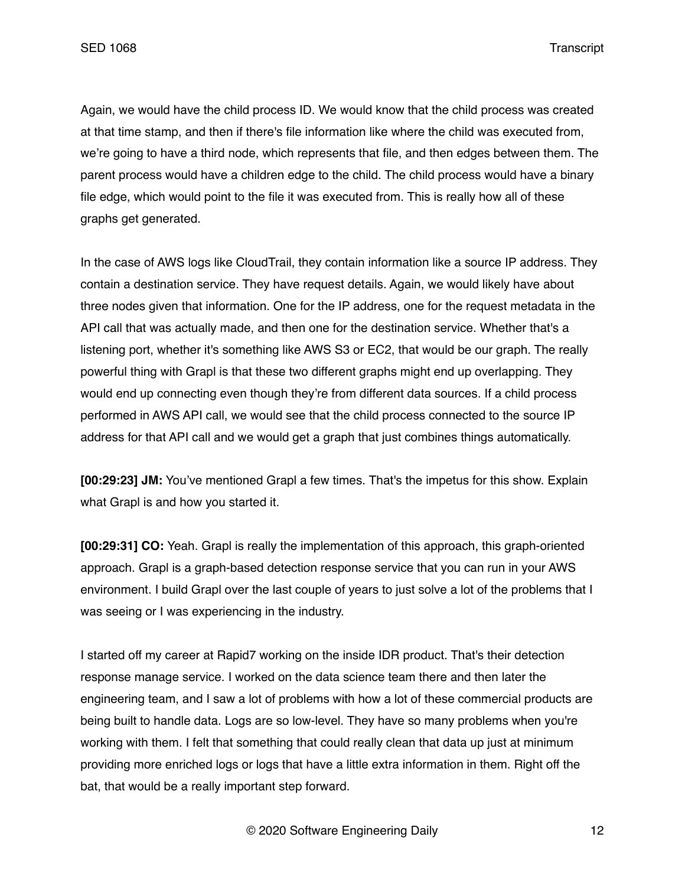Again, we would have the child process ID. We would know that the child process was created at that time stamp, and then if there's file information like where the child was executed from, we're going to have a third node, which represents that file, and then edges between them. The parent process would have a children edge to the child. The child process would have a binary file edge, which would point to the file it was executed from. This is really how all of these graphs get generated.

In the case of AWS logs like CloudTrail, they contain information like a source IP address. They contain a destination service. They have request details. Again, we would likely have about three nodes given that information. One for the IP address, one for the request metadata in the API call that was actually made, and then one for the destination service. Whether that's a listening port, whether it's something like AWS S3 or EC2, that would be our graph. The really powerful thing with Grapl is that these two different graphs might end up overlapping. They would end up connecting even though they're from different data sources. If a child process performed in AWS API call, we would see that the child process connected to the source IP address for that API call and we would get a graph that just combines things automatically.

**[00:29:23] JM:** You've mentioned Grapl a few times. That's the impetus for this show. Explain what Grapl is and how you started it.

**[00:29:31] CO:** Yeah. Grapl is really the implementation of this approach, this graph-oriented approach. Grapl is a graph-based detection response service that you can run in your AWS environment. I build Grapl over the last couple of years to just solve a lot of the problems that I was seeing or I was experiencing in the industry.

I started off my career at Rapid7 working on the inside IDR product. That's their detection response manage service. I worked on the data science team there and then later the engineering team, and I saw a lot of problems with how a lot of these commercial products are being built to handle data. Logs are so low-level. They have so many problems when you're working with them. I felt that something that could really clean that data up just at minimum providing more enriched logs or logs that have a little extra information in them. Right off the bat, that would be a really important step forward.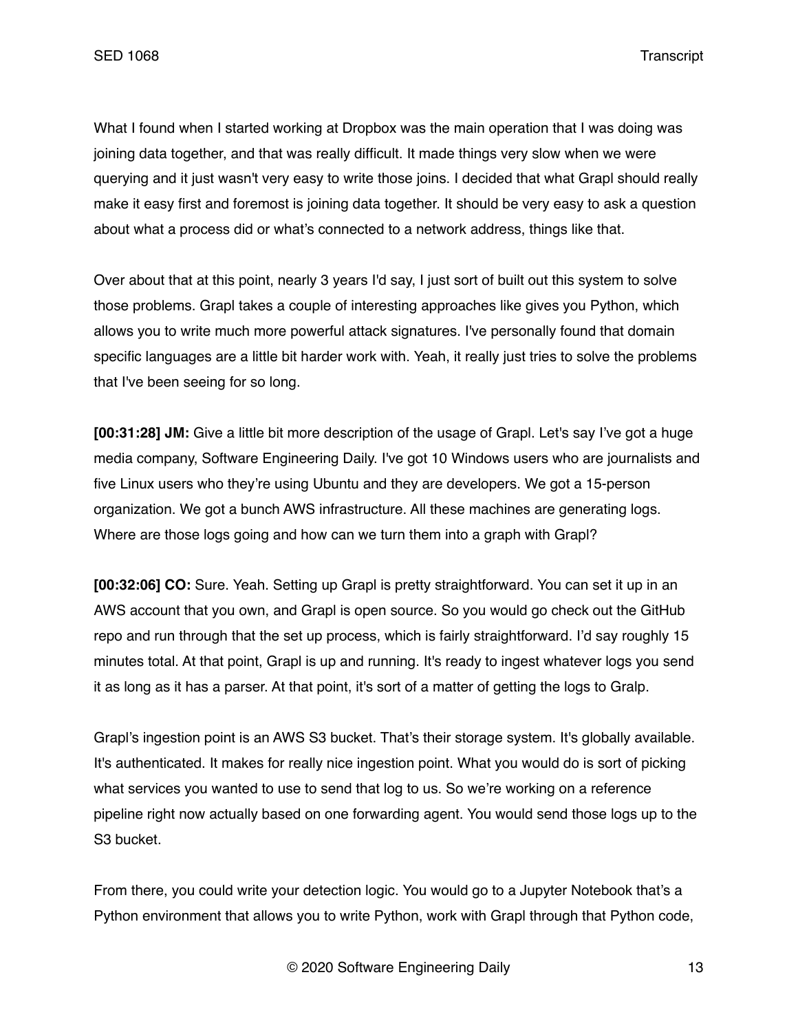What I found when I started working at Dropbox was the main operation that I was doing was joining data together, and that was really difficult. It made things very slow when we were querying and it just wasn't very easy to write those joins. I decided that what Grapl should really make it easy first and foremost is joining data together. It should be very easy to ask a question about what a process did or what's connected to a network address, things like that.

Over about that at this point, nearly 3 years I'd say, I just sort of built out this system to solve those problems. Grapl takes a couple of interesting approaches like gives you Python, which allows you to write much more powerful attack signatures. I've personally found that domain specific languages are a little bit harder work with. Yeah, it really just tries to solve the problems that I've been seeing for so long.

**[00:31:28] JM:** Give a little bit more description of the usage of Grapl. Let's say I've got a huge media company, Software Engineering Daily. I've got 10 Windows users who are journalists and five Linux users who they're using Ubuntu and they are developers. We got a 15-person organization. We got a bunch AWS infrastructure. All these machines are generating logs. Where are those logs going and how can we turn them into a graph with Grapl?

**[00:32:06] CO:** Sure. Yeah. Setting up Grapl is pretty straightforward. You can set it up in an AWS account that you own, and Grapl is open source. So you would go check out the GitHub repo and run through that the set up process, which is fairly straightforward. I'd say roughly 15 minutes total. At that point, Grapl is up and running. It's ready to ingest whatever logs you send it as long as it has a parser. At that point, it's sort of a matter of getting the logs to Gralp.

Grapl's ingestion point is an AWS S3 bucket. That's their storage system. It's globally available. It's authenticated. It makes for really nice ingestion point. What you would do is sort of picking what services you wanted to use to send that log to us. So we're working on a reference pipeline right now actually based on one forwarding agent. You would send those logs up to the S3 bucket.

From there, you could write your detection logic. You would go to a Jupyter Notebook that's a Python environment that allows you to write Python, work with Grapl through that Python code,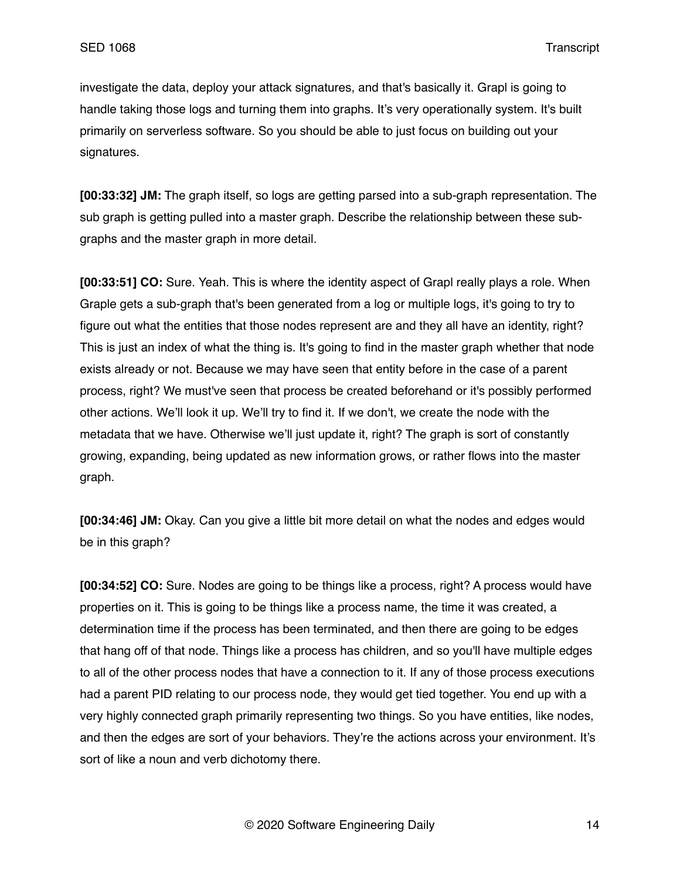investigate the data, deploy your attack signatures, and that's basically it. Grapl is going to handle taking those logs and turning them into graphs. It's very operationally system. It's built primarily on serverless software. So you should be able to just focus on building out your signatures.

**[00:33:32] JM:** The graph itself, so logs are getting parsed into a sub-graph representation. The sub graph is getting pulled into a master graph. Describe the relationship between these sub-graphs and the master graph in more detail.

**[00:33:51] CO:** Sure. Yeah. This is where the identity aspect of Grapl really plays a role. When Graple gets a sub-graph that's been generated from a log or multiple logs, it's going to try to figure out what the entities that those nodes represent are and they all have an identity, right? This is just an index of what the thing is. It's going to find in the master graph whether that node exists already or not. Because we may have seen that entity before in the case of a parent process, right? We must've seen that process be created beforehand or it's possibly performed other actions. We'll look it up. We'll try to find it. If we don't, we create the node with the metadata that we have. Otherwise we'll just update it, right? The graph is sort of constantly growing, expanding, being updated as new information grows, or rather flows into the master graph.

**[00:34:46] JM:** Okay. Can you give a little bit more detail on what the nodes and edges would be in this graph?

**[00:34:52] CO:** Sure. Nodes are going to be things like a process, right? A process would have properties on it. This is going to be things like a process name, the time it was created, a determination time if the process has been terminated, and then there are going to be edges that hang off of that node. Things like a process has children, and so you'll have multiple edges to all of the other process nodes that have a connection to it. If any of those process executions had a parent PID relating to our process node, they would get tied together. You end up with a very highly connected graph primarily representing two things. So you have entities, like nodes, and then the edges are sort of your behaviors. They're the actions across your environment. It's sort of like a noun and verb dichotomy there.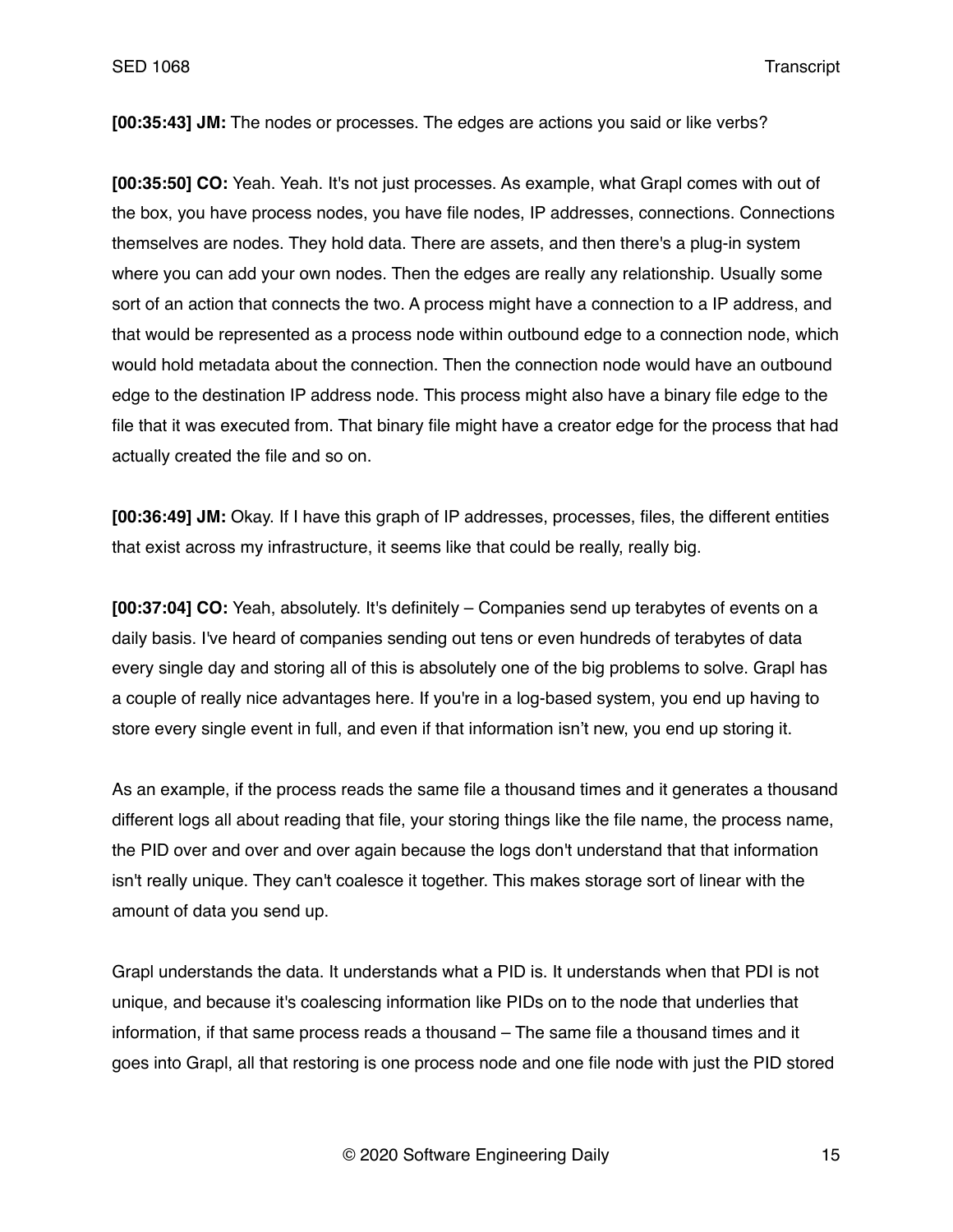**[00:35:43] JM:** The nodes or processes. The edges are actions you said or like verbs?

**[00:35:50] CO:** Yeah. Yeah. It's not just processes. As example, what Grapl comes with out of the box, you have process nodes, you have file nodes, IP addresses, connections. Connections themselves are nodes. They hold data. There are assets, and then there's a plug-in system where you can add your own nodes. Then the edges are really any relationship. Usually some sort of an action that connects the two. A process might have a connection to a IP address, and that would be represented as a process node within outbound edge to a connection node, which would hold metadata about the connection. Then the connection node would have an outbound edge to the destination IP address node. This process might also have a binary file edge to the file that it was executed from. That binary file might have a creator edge for the process that had actually created the file and so on.

**[00:36:49] JM:** Okay. If I have this graph of IP addresses, processes, files, the different entities that exist across my infrastructure, it seems like that could be really, really big.

**[00:37:04] CO:** Yeah, absolutely. It's definitely – Companies send up terabytes of events on a daily basis. I've heard of companies sending out tens or even hundreds of terabytes of data every single day and storing all of this is absolutely one of the big problems to solve. Grapl has a couple of really nice advantages here. If you're in a log-based system, you end up having to store every single event in full, and even if that information isn't new, you end up storing it.

As an example, if the process reads the same file a thousand times and it generates a thousand different logs all about reading that file, your storing things like the file name, the process name, the PID over and over and over again because the logs don't understand that that information isn't really unique. They can't coalesce it together. This makes storage sort of linear with the amount of data you send up.

Grapl understands the data. It understands what a PID is. It understands when that PDI is not unique, and because it's coalescing information like PIDs on to the node that underlies that information, if that same process reads a thousand – The same file a thousand times and it goes into Grapl, all that restoring is one process node and one file node with just the PID stored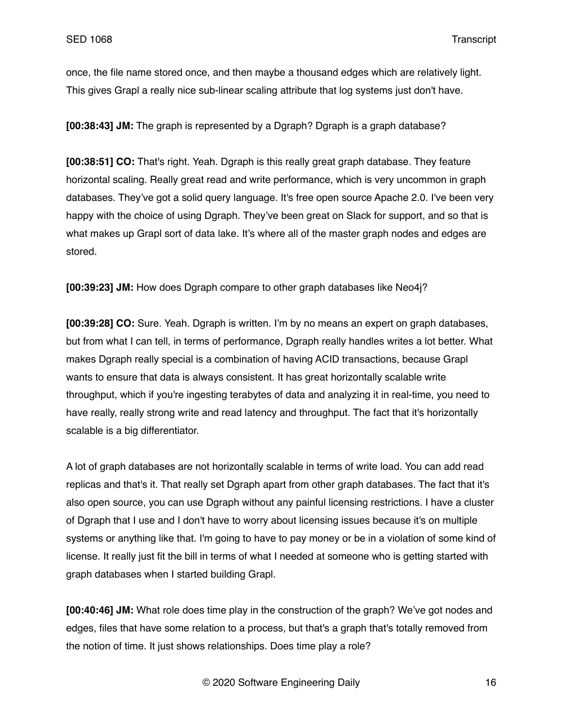once, the file name stored once, and then maybe a thousand edges which are relatively light. This gives Grapl a really nice sub-linear scaling attribute that log systems just don't have.

**[00:38:43] JM:** The graph is represented by a Dgraph? Dgraph is a graph database?

**[00:38:51] CO:** That's right. Yeah. Dgraph is this really great graph database. They feature horizontal scaling. Really great read and write performance, which is very uncommon in graph databases. They've got a solid query language. It's free open source Apache 2.0. I've been very happy with the choice of using Dgraph. They've been great on Slack for support, and so that is what makes up Grapl sort of data lake. It's where all of the master graph nodes and edges are stored.

**[00:39:23] JM:** How does Dgraph compare to other graph databases like Neo4j?

**[00:39:28] CO:** Sure. Yeah. Dgraph is written. I'm by no means an expert on graph databases, but from what I can tell, in terms of performance, Dgraph really handles writes a lot better. What makes Dgraph really special is a combination of having ACID transactions, because Grapl wants to ensure that data is always consistent. It has great horizontally scalable write throughput, which if you're ingesting terabytes of data and analyzing it in real-time, you need to have really, really strong write and read latency and throughput. The fact that it's horizontally scalable is a big differentiator.

A lot of graph databases are not horizontally scalable in terms of write load. You can add read replicas and that's it. That really set Dgraph apart from other graph databases. The fact that it's also open source, you can use Dgraph without any painful licensing restrictions. I have a cluster of Dgraph that I use and I don't have to worry about licensing issues because it's on multiple systems or anything like that. I'm going to have to pay money or be in a violation of some kind of license. It really just fit the bill in terms of what I needed at someone who is getting started with graph databases when I started building Grapl.

**[00:40:46] JM:** What role does time play in the construction of the graph? We've got nodes and edges, files that have some relation to a process, but that's a graph that's totally removed from the notion of time. It just shows relationships. Does time play a role?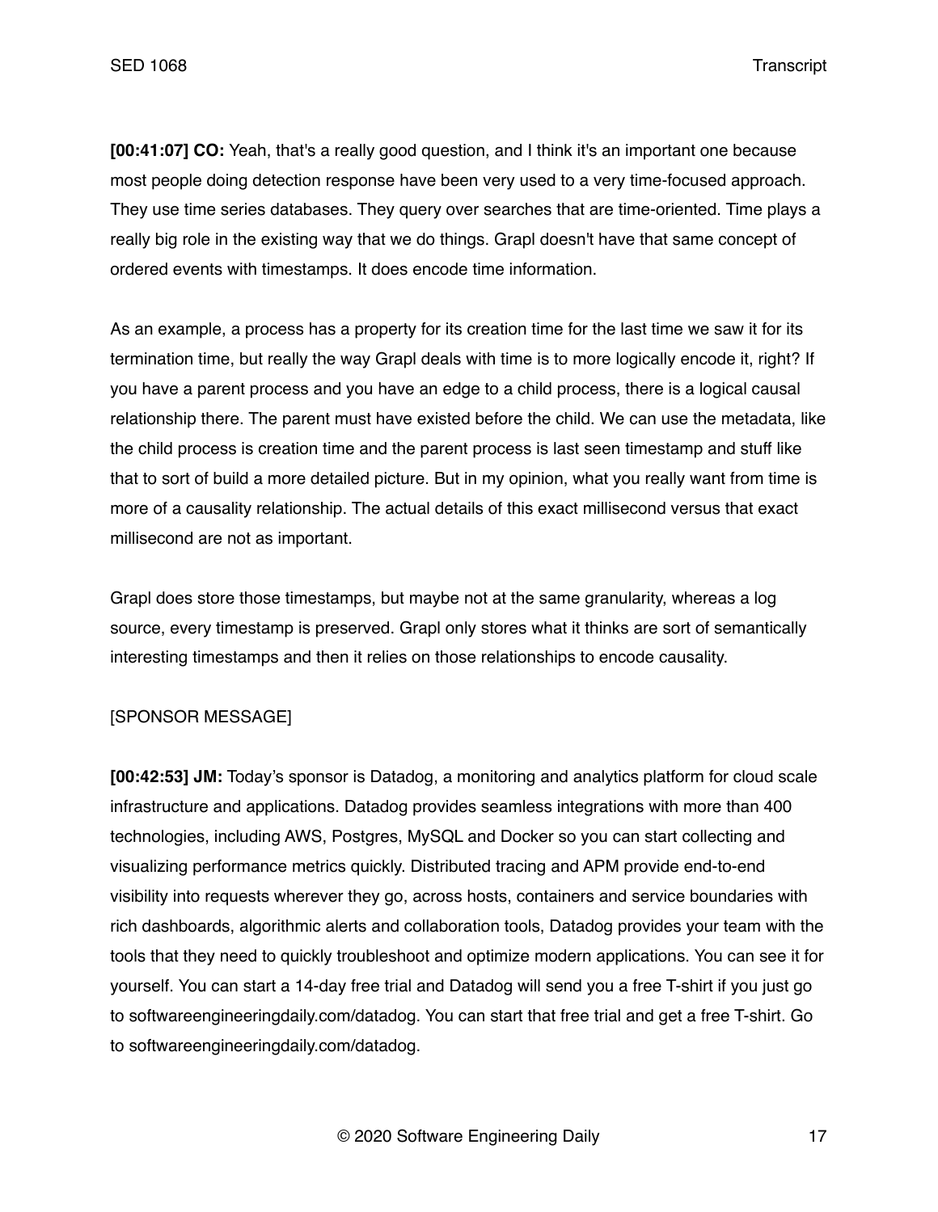**[00:41:07] CO:** Yeah, that's a really good question, and I think it's an important one because most people doing detection response have been very used to a very time-focused approach. They use time series databases. They query over searches that are time-oriented. Time plays a really big role in the existing way that we do things. Grapl doesn't have that same concept of ordered events with timestamps. It does encode time information.

As an example, a process has a property for its creation time for the last time we saw it for its termination time, but really the way Grapl deals with time is to more logically encode it, right? If you have a parent process and you have an edge to a child process, there is a logical causal relationship there. The parent must have existed before the child. We can use the metadata, like the child process is creation time and the parent process is last seen timestamp and stuff like that to sort of build a more detailed picture. But in my opinion, what you really want from time is more of a causality relationship. The actual details of this exact millisecond versus that exact millisecond are not as important.

Grapl does store those timestamps, but maybe not at the same granularity, whereas a log source, every timestamp is preserved. Grapl only stores what it thinks are sort of semantically interesting timestamps and then it relies on those relationships to encode causality.

[SPONSOR MESSAGE]

**[00:42:53] JM:** Today's sponsor is Datadog, a monitoring and analytics platform for cloud scale infrastructure and applications. Datadog provides seamless integrations with more than 400 technologies, including AWS, Postgres, MySQL and Docker so you can start collecting and visualizing performance metrics quickly. Distributed tracing and APM provide end-to-end visibility into requests wherever they go, across hosts, containers and service boundaries with rich dashboards, algorithmic alerts and collaboration tools, Datadog provides your team with the tools that they need to quickly troubleshoot and optimize modern applications. You can see it for yourself. You can start a 14-day free trial and Datadog will send you a free T-shirt if you just go to softwareengineeringdaily.com/datadog. You can start that free trial and get a free T-shirt. Go to softwareengineeringdaily.com/datadog.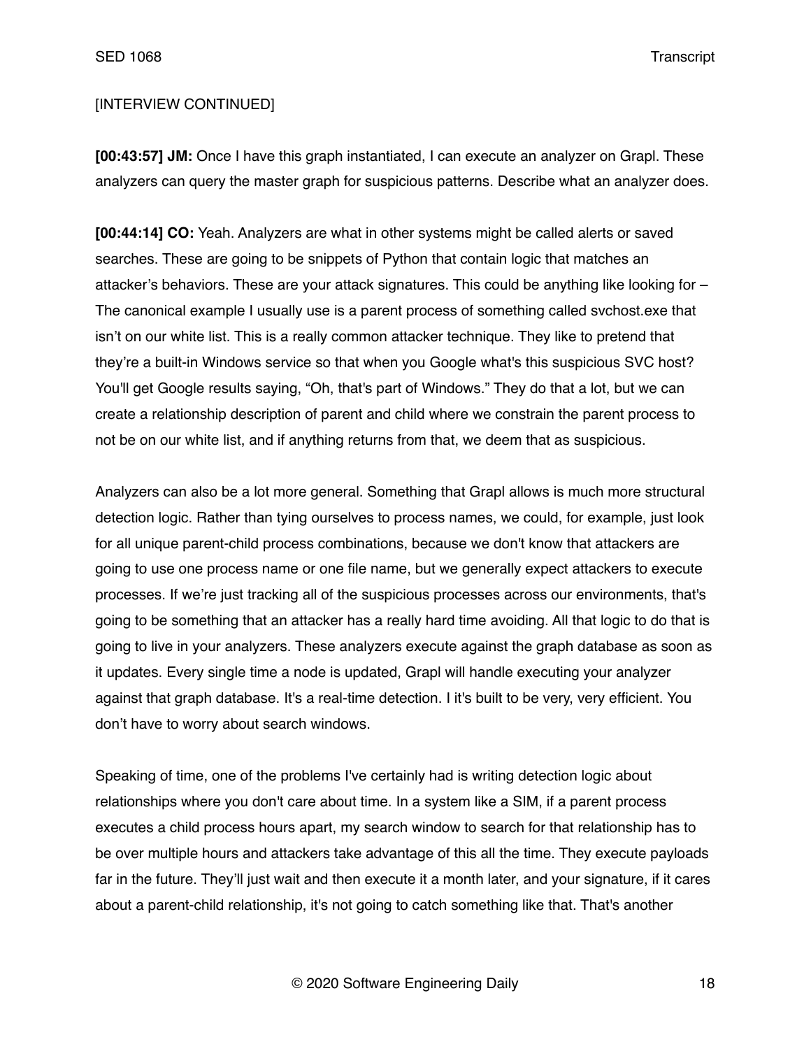[INTERVIEW CONTINUED]

**[00:43:57] JM:** Once I have this graph instantiated, I can execute an analyzer on Grapl. These analyzers can query the master graph for suspicious patterns. Describe what an analyzer does.

**[00:44:14] CO:** Yeah. Analyzers are what in other systems might be called alerts or saved searches. These are going to be snippets of Python that contain logic that matches an attacker's behaviors. These are your attack signatures. This could be anything like looking for – The canonical example I usually use is a parent process of something called svchost.exe that isn't on our white list. This is a really common attacker technique. They like to pretend that they're a built-in Windows service so that when you Google what's this suspicious SVC host? You'll get Google results saying, "Oh, that's part of Windows." They do that a lot, but we can create a relationship description of parent and child where we constrain the parent process to not be on our white list, and if anything returns from that, we deem that as suspicious.

Analyzers can also be a lot more general. Something that Grapl allows is much more structural detection logic. Rather than tying ourselves to process names, we could, for example, just look for all unique parent-child process combinations, because we don't know that attackers are going to use one process name or one file name, but we generally expect attackers to execute processes. If we're just tracking all of the suspicious processes across our environments, that's going to be something that an attacker has a really hard time avoiding. All that logic to do that is going to live in your analyzers. These analyzers execute against the graph database as soon as it updates. Every single time a node is updated, Grapl will handle executing your analyzer against that graph database. It's a real-time detection. I it's built to be very, very efficient. You don't have to worry about search windows.

Speaking of time, one of the problems I've certainly had is writing detection logic about relationships where you don't care about time. In a system like a SIM, if a parent process executes a child process hours apart, my search window to search for that relationship has to be over multiple hours and attackers take advantage of this all the time. They execute payloads far in the future. They'll just wait and then execute it a month later, and your signature, if it cares about a parent-child relationship, it's not going to catch something like that. That's another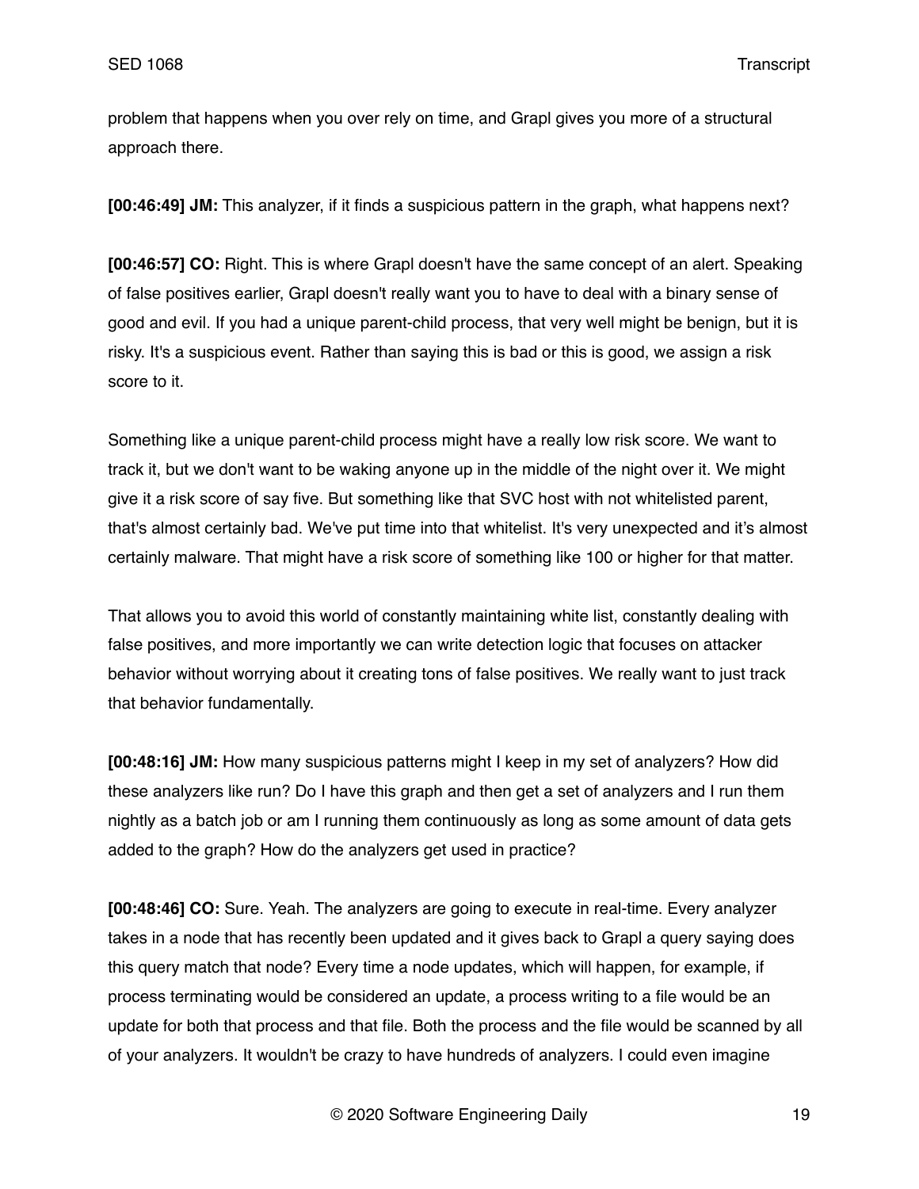problem that happens when you over rely on time, and Grapl gives you more of a structural approach there.

**[00:46:49] JM:** This analyzer, if it finds a suspicious pattern in the graph, what happens next?

**[00:46:57] CO:** Right. This is where Grapl doesn't have the same concept of an alert. Speaking of false positives earlier, Grapl doesn't really want you to have to deal with a binary sense of good and evil. If you had a unique parent-child process, that very well might be benign, but it is risky. It's a suspicious event. Rather than saying this is bad or this is good, we assign a risk score to it.

Something like a unique parent-child process might have a really low risk score. We want to track it, but we don't want to be waking anyone up in the middle of the night over it. We might give it a risk score of say five. But something like that SVC host with not whitelisted parent, that's almost certainly bad. We've put time into that whitelist. It's very unexpected and it's almost certainly malware. That might have a risk score of something like 100 or higher for that matter.

That allows you to avoid this world of constantly maintaining white list, constantly dealing with false positives, and more importantly we can write detection logic that focuses on attacker behavior without worrying about it creating tons of false positives. We really want to just track that behavior fundamentally.

**[00:48:16] JM:** How many suspicious patterns might I keep in my set of analyzers? How did these analyzers like run? Do I have this graph and then get a set of analyzers and I run them nightly as a batch job or am I running them continuously as long as some amount of data gets added to the graph? How do the analyzers get used in practice?

**[00:48:46] CO:** Sure. Yeah. The analyzers are going to execute in real-time. Every analyzer takes in a node that has recently been updated and it gives back to Grapl a query saying does this query match that node? Every time a node updates, which will happen, for example, if process terminating would be considered an update, a process writing to a file would be an update for both that process and that file. Both the process and the file would be scanned by all of your analyzers. It wouldn't be crazy to have hundreds of analyzers. I could even imagine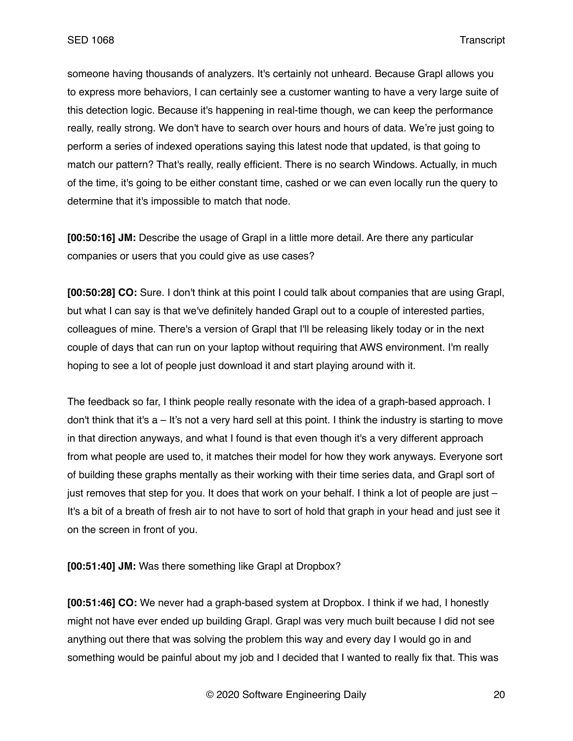someone having thousands of analyzers. It's certainly not unheard. Because Grapl allows you to express more behaviors, I can certainly see a customer wanting to have a very large suite of this detection logic. Because it's happening in real-time though, we can keep the performance really, really strong. We don't have to search over hours and hours of data. We're just going to perform a series of indexed operations saying this latest node that updated, is that going to match our pattern? That's really, really efficient. There is no search Windows. Actually, in much of the time, it's going to be either constant time, cashed or we can even locally run the query to determine that it's impossible to match that node.

**[00:50:16] JM:** Describe the usage of Grapl in a little more detail. Are there any particular companies or users that you could give as use cases?

**[00:50:28] CO:** Sure. I don't think at this point I could talk about companies that are using Grapl, but what I can say is that we've definitely handed Grapl out to a couple of interested parties, colleagues of mine. There's a version of Grapl that I'll be releasing likely today or in the next couple of days that can run on your laptop without requiring that AWS environment. I'm really hoping to see a lot of people just download it and start playing around with it.

The feedback so far, I think people really resonate with the idea of a graph-based approach. I don't think that it's a – It's not a very hard sell at this point. I think the industry is starting to move in that direction anyways, and what I found is that even though it's a very different approach from what people are used to, it matches their model for how they work anyways. Everyone sort of building these graphs mentally as their working with their time series data, and Grapl sort of just removes that step for you. It does that work on your behalf. I think a lot of people are just – It's a bit of a breath of fresh air to not have to sort of hold that graph in your head and just see it on the screen in front of you.

**[00:51:40] JM:** Was there something like Grapl at Dropbox?

**[00:51:46] CO:** We never had a graph-based system at Dropbox. I think if we had, I honestly might not have ever ended up building Grapl. Grapl was very much built because I did not see anything out there that was solving the problem this way and every day I would go in and something would be painful about my job and I decided that I wanted to really fix that. This was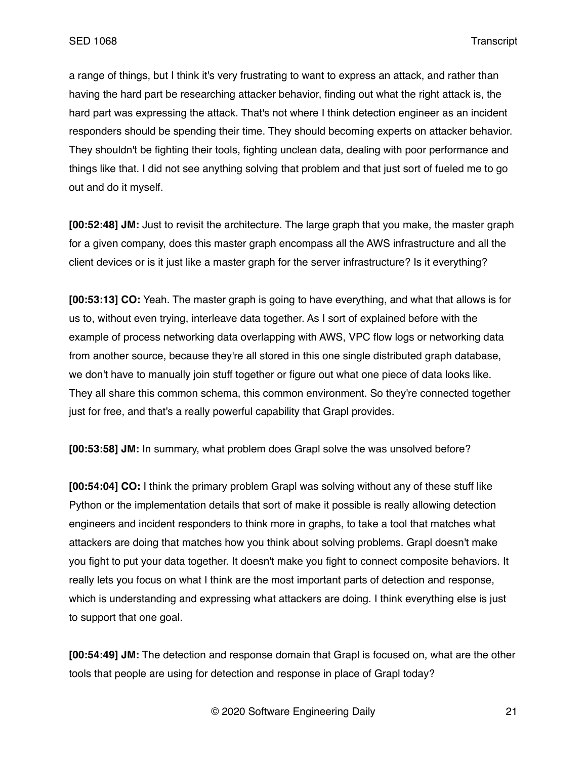a range of things, but I think it's very frustrating to want to express an attack, and rather than having the hard part be researching attacker behavior, finding out what the right attack is, the hard part was expressing the attack. That's not where I think detection engineer as an incident responders should be spending their time. They should becoming experts on attacker behavior. They shouldn't be fighting their tools, fighting unclean data, dealing with poor performance and things like that. I did not see anything solving that problem and that just sort of fueled me to go out and do it myself.

**[00:52:48] JM:** Just to revisit the architecture. The large graph that you make, the master graph for a given company, does this master graph encompass all the AWS infrastructure and all the client devices or is it just like a master graph for the server infrastructure? Is it everything?

**[00:53:13] CO:** Yeah. The master graph is going to have everything, and what that allows is for us to, without even trying, interleave data together. As I sort of explained before with the example of process networking data overlapping with AWS, VPC flow logs or networking data from another source, because they're all stored in this one single distributed graph database, we don't have to manually join stuff together or figure out what one piece of data looks like. They all share this common schema, this common environment. So they're connected together just for free, and that's a really powerful capability that Grapl provides.

**[00:53:58] JM:** In summary, what problem does Grapl solve the was unsolved before?

**[00:54:04] CO:** I think the primary problem Grapl was solving without any of these stuff like Python or the implementation details that sort of make it possible is really allowing detection engineers and incident responders to think more in graphs, to take a tool that matches what attackers are doing that matches how you think about solving problems. Grapl doesn't make you fight to put your data together. It doesn't make you fight to connect composite behaviors. It really lets you focus on what I think are the most important parts of detection and response, which is understanding and expressing what attackers are doing. I think everything else is just to support that one goal.

**[00:54:49] JM:** The detection and response domain that Grapl is focused on, what are the other tools that people are using for detection and response in place of Grapl today?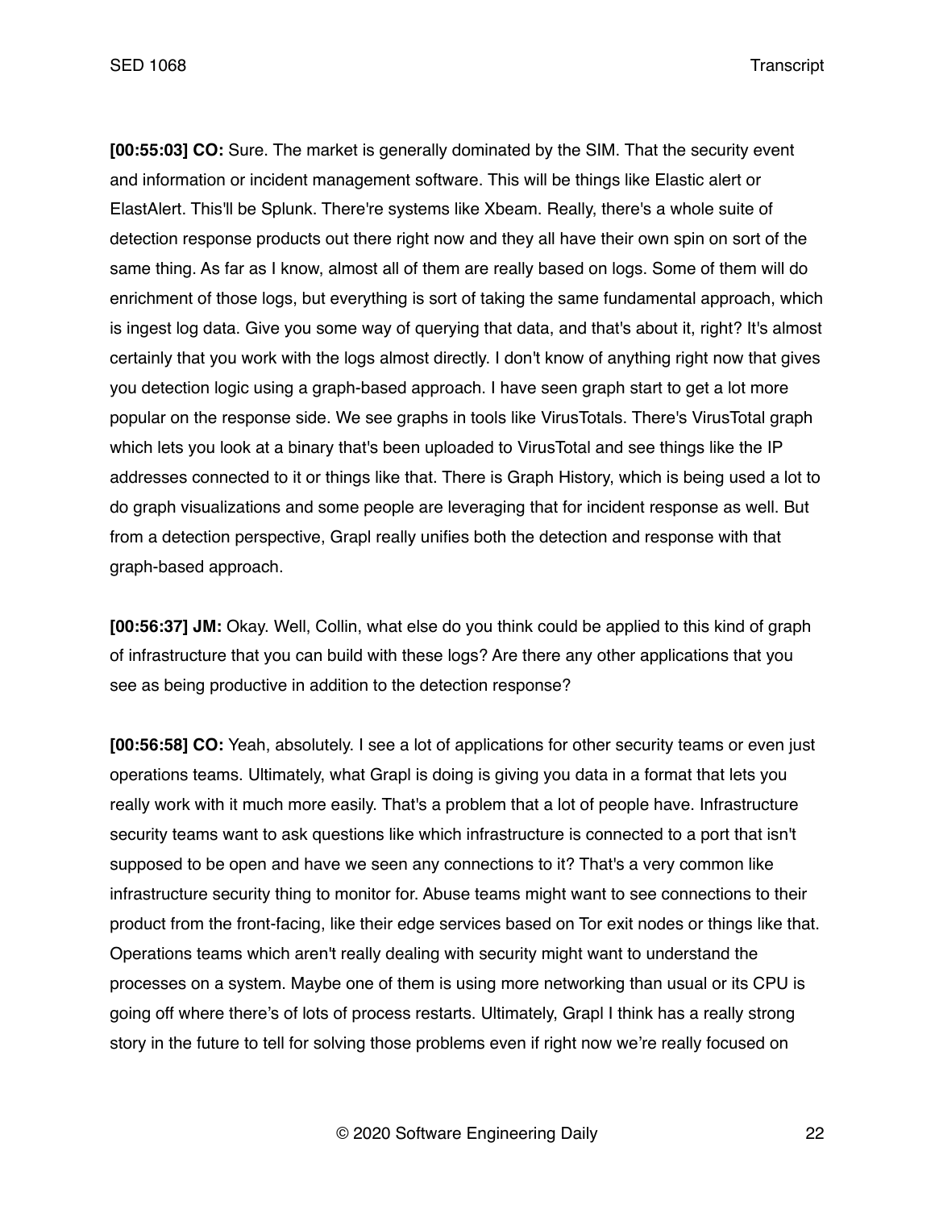**[00:55:03] CO:** Sure. The market is generally dominated by the SIM. That the security event and information or incident management software. This will be things like Elastic alert or ElastAlert. This'll be Splunk. There're systems like Xbeam. Really, there's a whole suite of detection response products out there right now and they all have their own spin on sort of the same thing. As far as I know, almost all of them are really based on logs. Some of them will do enrichment of those logs, but everything is sort of taking the same fundamental approach, which is ingest log data. Give you some way of querying that data, and that's about it, right? It's almost certainly that you work with the logs almost directly. I don't know of anything right now that gives you detection logic using a graph-based approach. I have seen graph start to get a lot more popular on the response side. We see graphs in tools like VirusTotals. There's VirusTotal graph which lets you look at a binary that's been uploaded to VirusTotal and see things like the IP addresses connected to it or things like that. There is Graph History, which is being used a lot to do graph visualizations and some people are leveraging that for incident response as well. But from a detection perspective, Grapl really unifies both the detection and response with that graph-based approach.

**[00:56:37] JM:** Okay. Well, Collin, what else do you think could be applied to this kind of graph of infrastructure that you can build with these logs? Are there any other applications that you see as being productive in addition to the detection response?

**[00:56:58] CO:** Yeah, absolutely. I see a lot of applications for other security teams or even just operations teams. Ultimately, what Grapl is doing is giving you data in a format that lets you really work with it much more easily. That's a problem that a lot of people have. Infrastructure security teams want to ask questions like which infrastructure is connected to a port that isn't supposed to be open and have we seen any connections to it? That's a very common like infrastructure security thing to monitor for. Abuse teams might want to see connections to their product from the front-facing, like their edge services based on Tor exit nodes or things like that. Operations teams which aren't really dealing with security might want to understand the processes on a system. Maybe one of them is using more networking than usual or its CPU is going off where there's of lots of process restarts. Ultimately, Grapl I think has a really strong story in the future to tell for solving those problems even if right now we're really focused on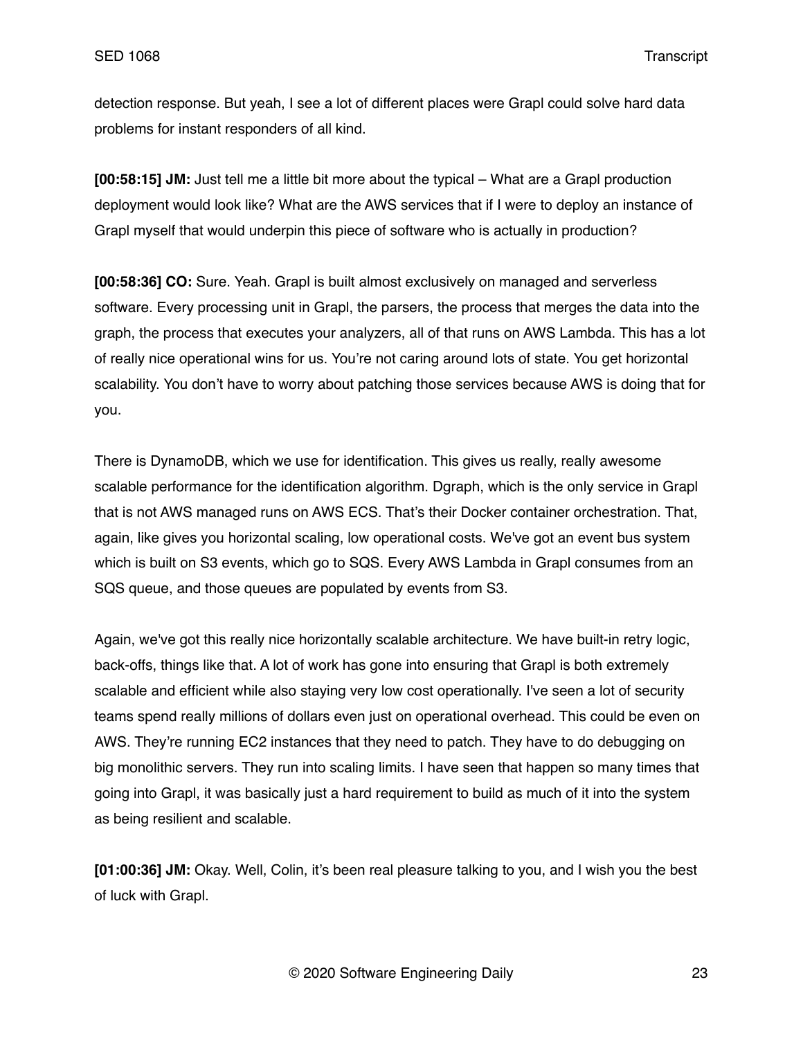detection response. But yeah, I see a lot of different places were Grapl could solve hard data problems for instant responders of all kind.

**[00:58:15] JM:** Just tell me a little bit more about the typical – What are a Grapl production deployment would look like? What are the AWS services that if I were to deploy an instance of Grapl myself that would underpin this piece of software who is actually in production?

**[00:58:36] CO:** Sure. Yeah. Grapl is built almost exclusively on managed and serverless software. Every processing unit in Grapl, the parsers, the process that merges the data into the graph, the process that executes your analyzers, all of that runs on AWS Lambda. This has a lot of really nice operational wins for us. You're not caring around lots of state. You get horizontal scalability. You don't have to worry about patching those services because AWS is doing that for you.

There is DynamoDB, which we use for identification. This gives us really, really awesome scalable performance for the identification algorithm. Dgraph, which is the only service in Grapl that is not AWS managed runs on AWS ECS. That's their Docker container orchestration. That, again, like gives you horizontal scaling, low operational costs. We've got an event bus system which is built on S3 events, which go to SQS. Every AWS Lambda in Grapl consumes from an SQS queue, and those queues are populated by events from S3.

Again, we've got this really nice horizontally scalable architecture. We have built-in retry logic, back-offs, things like that. A lot of work has gone into ensuring that Grapl is both extremely scalable and efficient while also staying very low cost operationally. I've seen a lot of security teams spend really millions of dollars even just on operational overhead. This could be even on AWS. They're running EC2 instances that they need to patch. They have to do debugging on big monolithic servers. They run into scaling limits. I have seen that happen so many times that going into Grapl, it was basically just a hard requirement to build as much of it into the system as being resilient and scalable.

**[01:00:36] JM:** Okay. Well, Colin, it's been real pleasure talking to you, and I wish you the best of luck with Grapl.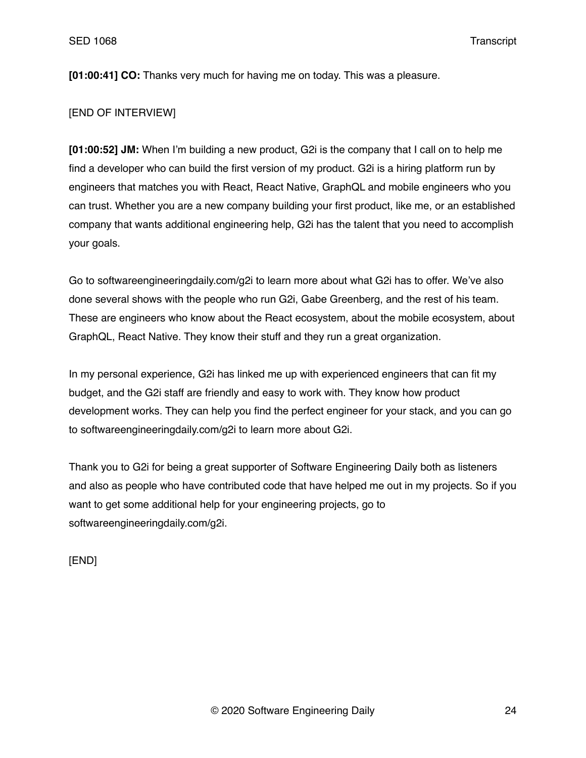**[01:00:41] CO:** Thanks very much for having me on today. This was a pleasure.

[END OF INTERVIEW]

**[01:00:52] JM:** When I'm building a new product, G2i is the company that I call on to help me find a developer who can build the first version of my product. G2i is a hiring platform run by engineers that matches you with React, React Native, GraphQL and mobile engineers who you can trust. Whether you are a new company building your first product, like me, or an established company that wants additional engineering help, G2i has the talent that you need to accomplish your goals.

Go to softwareengineeringdaily.com/g2i to learn more about what G2i has to offer. We've also done several shows with the people who run G2i, Gabe Greenberg, and the rest of his team. These are engineers who know about the React ecosystem, about the mobile ecosystem, about GraphQL, React Native. They know their stuff and they run a great organization.

In my personal experience, G2i has linked me up with experienced engineers that can fit my budget, and the G2i staff are friendly and easy to work with. They know how product development works. They can help you find the perfect engineer for your stack, and you can go to softwareengineeringdaily.com/g2i to learn more about G2i.

Thank you to G2i for being a great supporter of Software Engineering Daily both as listeners and also as people who have contributed code that have helped me out in my projects. So if you want to get some additional help for your engineering projects, go to softwareengineeringdaily.com/g2i.

[END]

© 2020 Software Engineering Daily